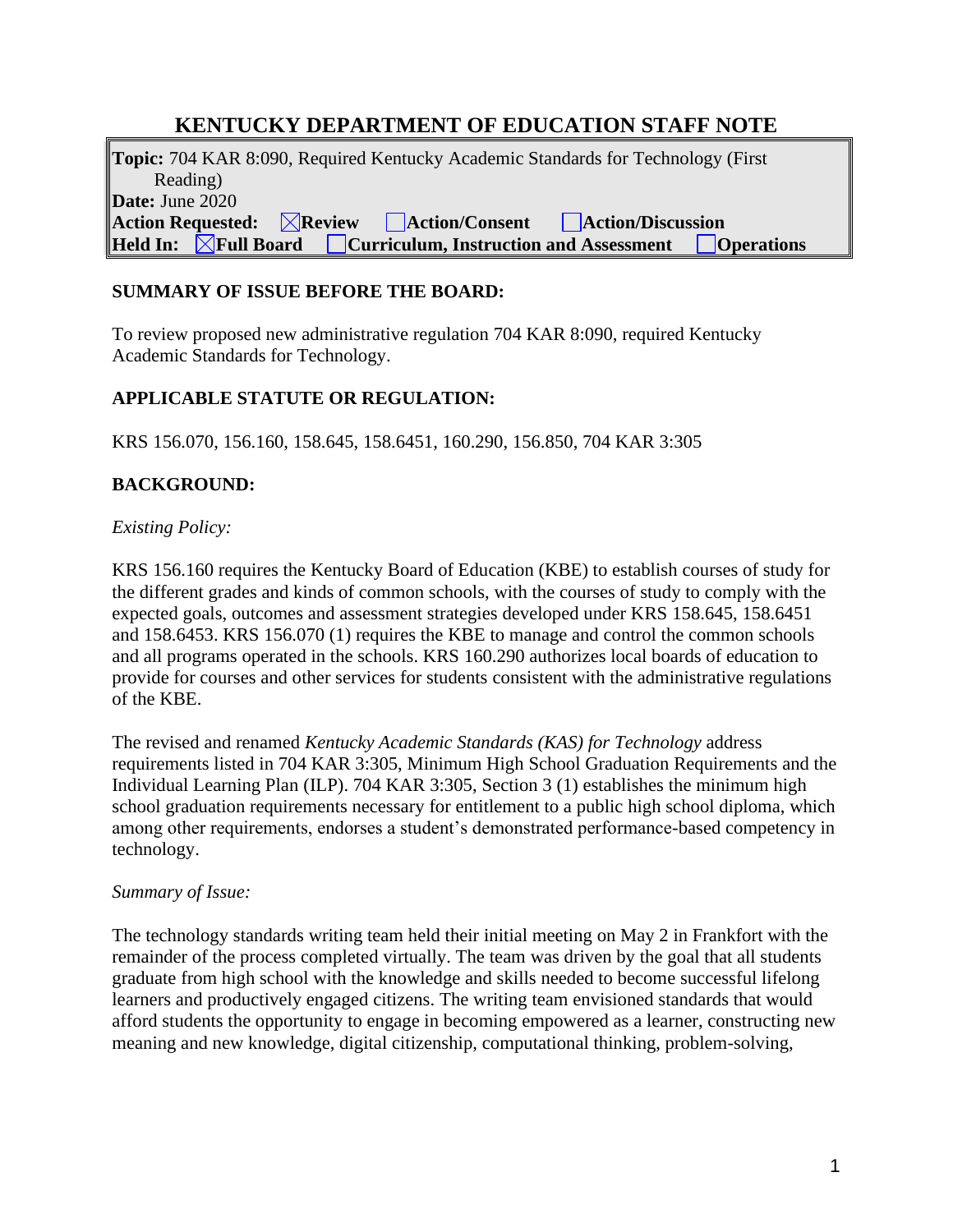# KENTUCKY DEPARTMENT OF EDUCATION STAFF NOTE

**Topic:** 704 KAR 8:090, Required Kentucky Academic Standards for Technology (First Reading)
**Date:** June 2020
**Action Requested:** ☒ **Review** ☐ **Action/Consent** ☐ **Action/Discussion**
**Held In:** ☒ **Full Board** ☐ **Curriculum, Instruction and Assessment** ☐ **Operations**

**SUMMARY OF ISSUE BEFORE THE BOARD:**

To review proposed new administrative regulation 704 KAR 8:090, required Kentucky Academic Standards for Technology.

**APPLICABLE STATUTE OR REGULATION:**

KRS 156.070, 156.160, 158.645, 158.6451, 160.290, 156.850, 704 KAR 3:305

**BACKGROUND:**

*Existing Policy:*

KRS 156.160 requires the Kentucky Board of Education (KBE) to establish courses of study for the different grades and kinds of common schools, with the courses of study to comply with the expected goals, outcomes and assessment strategies developed under KRS 158.645, 158.6451 and 158.6453. KRS 156.070 (1) requires the KBE to manage and control the common schools and all programs operated in the schools. KRS 160.290 authorizes local boards of education to provide for courses and other services for students consistent with the administrative regulations of the KBE.

The revised and renamed *Kentucky Academic Standards (KAS) for Technology* address requirements listed in 704 KAR 3:305, Minimum High School Graduation Requirements and the Individual Learning Plan (ILP). 704 KAR 3:305, Section 3 (1) establishes the minimum high school graduation requirements necessary for entitlement to a public high school diploma, which among other requirements, endorses a student's demonstrated performance-based competency in technology.

*Summary of Issue:*

The technology standards writing team held their initial meeting on May 2 in Frankfort with the remainder of the process completed virtually. The team was driven by the goal that all students graduate from high school with the knowledge and skills needed to become successful lifelong learners and productively engaged citizens. The writing team envisioned standards that would afford students the opportunity to engage in becoming empowered as a learner, constructing new meaning and new knowledge, digital citizenship, computational thinking, problem-solving,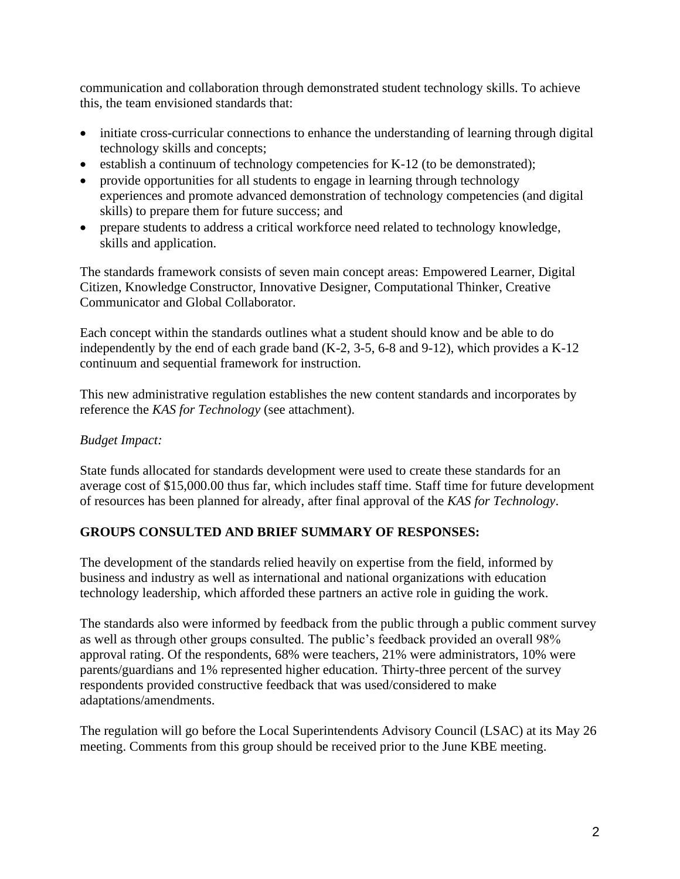communication and collaboration through demonstrated student technology skills. To achieve this, the team envisioned standards that:

- initiate cross-curricular connections to enhance the understanding of learning through digital technology skills and concepts;
- establish a continuum of technology competencies for K-12 (to be demonstrated);
- provide opportunities for all students to engage in learning through technology experiences and promote advanced demonstration of technology competencies (and digital skills) to prepare them for future success; and
- prepare students to address a critical workforce need related to technology knowledge, skills and application.

The standards framework consists of seven main concept areas: Empowered Learner, Digital Citizen, Knowledge Constructor, Innovative Designer, Computational Thinker, Creative Communicator and Global Collaborator.

Each concept within the standards outlines what a student should know and be able to do independently by the end of each grade band (K-2, 3-5, 6-8 and 9-12), which provides a K-12 continuum and sequential framework for instruction.

This new administrative regulation establishes the new content standards and incorporates by reference the *KAS for Technology* (see attachment).

*Budget Impact:*

State funds allocated for standards development were used to create these standards for an average cost of $15,000.00 thus far, which includes staff time. Staff time for future development of resources has been planned for already, after final approval of the *KAS for Technology*.

**GROUPS CONSULTED AND BRIEF SUMMARY OF RESPONSES:**

The development of the standards relied heavily on expertise from the field, informed by business and industry as well as international and national organizations with education technology leadership, which afforded these partners an active role in guiding the work.

The standards also were informed by feedback from the public through a public comment survey as well as through other groups consulted. The public's feedback provided an overall 98% approval rating. Of the respondents, 68% were teachers, 21% were administrators, 10% were parents/guardians and 1% represented higher education. Thirty-three percent of the survey respondents provided constructive feedback that was used/considered to make adaptations/amendments.

The regulation will go before the Local Superintendents Advisory Council (LSAC) at its May 26 meeting. Comments from this group should be received prior to the June KBE meeting.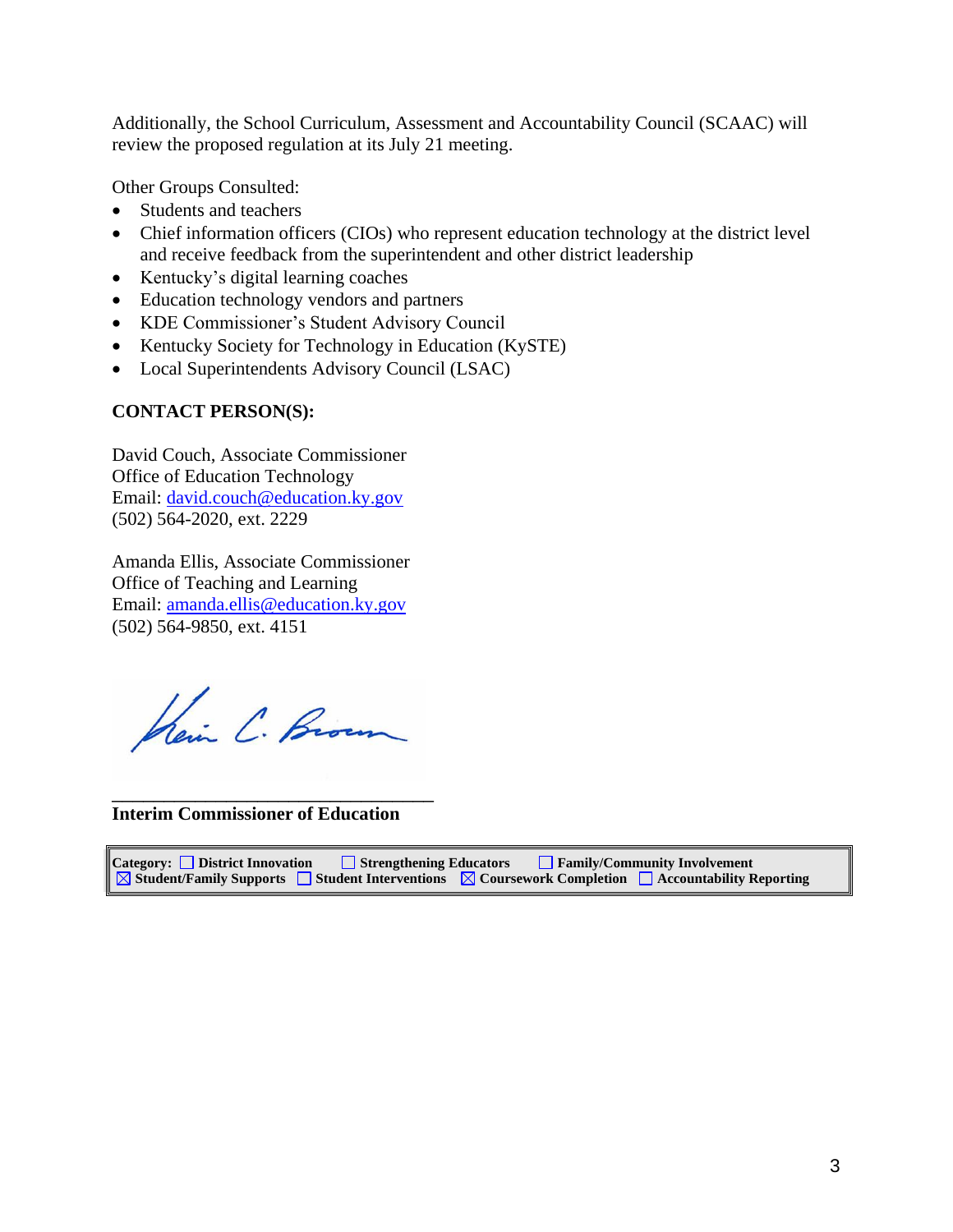Additionally, the School Curriculum, Assessment and Accountability Council (SCAAC) will review the proposed regulation at its July 21 meeting.

Other Groups Consulted:

- Students and teachers
- Chief information officers (CIOs) who represent education technology at the district level and receive feedback from the superintendent and other district leadership
- Kentucky's digital learning coaches
- Education technology vendors and partners
- KDE Commissioner's Student Advisory Council
- Kentucky Society for Technology in Education (KySTE)
- Local Superintendents Advisory Council (LSAC)

**CONTACT PERSON(S):**

David Couch, Associate Commissioner
Office of Education Technology
Email: david.couch@education.ky.gov
(502) 564-2020, ext. 2229

Amanda Ellis, Associate Commissioner
Office of Teaching and Learning
Email: amanda.ellis@education.ky.gov
(502) 564-9850, ext. 4151

Kevin C. Brown

___________________________________
**Interim Commissioner of Education**

**Category:** ☐ **District Innovation** ☐ **Strengthening Educators** ☐ **Family/Community Involvement**
☒ **Student/Family Supports** ☐ **Student Interventions** ☒ **Coursework Completion** ☐ **Accountability Reporting**